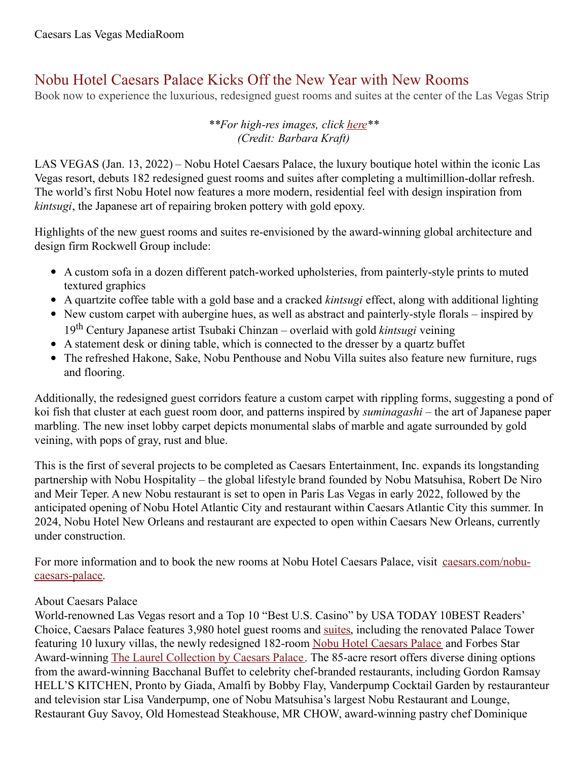Caesars Las Vegas MediaRoom

# Nobu Hotel Caesars Palace Kicks Off the New Year with New Rooms

Book now to experience the luxurious, redesigned guest rooms and suites at the center of the Las Vegas Strip

*\*\*For high-res images, click here\*\**
*(Credit: Barbara Kraft)*

LAS VEGAS (Jan. 13, 2022) – Nobu Hotel Caesars Palace, the luxury boutique hotel within the iconic Las Vegas resort, debuts 182 redesigned guest rooms and suites after completing a multimillion-dollar refresh. The world's first Nobu Hotel now features a more modern, residential feel with design inspiration from *kintsugi*, the Japanese art of repairing broken pottery with gold epoxy.

Highlights of the new guest rooms and suites re-envisioned by the award-winning global architecture and design firm Rockwell Group include:

- A custom sofa in a dozen different patch-worked upholsteries, from painterly-style prints to muted textured graphics
- A quartzite coffee table with a gold base and a cracked *kintsugi* effect, along with additional lighting
- New custom carpet with aubergine hues, as well as abstract and painterly-style florals – inspired by 19th Century Japanese artist Tsubaki Chinzan – overlaid with gold *kintsugi* veining
- A statement desk or dining table, which is connected to the dresser by a quartz buffet
- The refreshed Hakone, Sake, Nobu Penthouse and Nobu Villa suites also feature new furniture, rugs and flooring.

Additionally, the redesigned guest corridors feature a custom carpet with rippling forms, suggesting a pond of koi fish that cluster at each guest room door, and patterns inspired by *suminagashi* – the art of Japanese paper marbling. The new inset lobby carpet depicts monumental slabs of marble and agate surrounded by gold veining, with pops of gray, rust and blue.

This is the first of several projects to be completed as Caesars Entertainment, Inc. expands its longstanding partnership with Nobu Hospitality – the global lifestyle brand founded by Nobu Matsuhisa, Robert De Niro and Meir Teper. A new Nobu restaurant is set to open in Paris Las Vegas in early 2022, followed by the anticipated opening of Nobu Hotel Atlantic City and restaurant within Caesars Atlantic City this summer. In 2024, Nobu Hotel New Orleans and restaurant are expected to open within Caesars New Orleans, currently under construction.

For more information and to book the new rooms at Nobu Hotel Caesars Palace, visit caesars.com/nobu-caesars-palace.

About Caesars Palace

World-renowned Las Vegas resort and a Top 10 "Best U.S. Casino" by USA TODAY 10BEST Readers' Choice, Caesars Palace features 3,980 hotel guest rooms and suites, including the renovated Palace Tower featuring 10 luxury villas, the newly redesigned 182-room Nobu Hotel Caesars Palace and Forbes Star Award-winning The Laurel Collection by Caesars Palace. The 85-acre resort offers diverse dining options from the award-winning Bacchanal Buffet to celebrity chef-branded restaurants, including Gordon Ramsay HELL'S KITCHEN, Pronto by Giada, Amalfi by Bobby Flay, Vanderpump Cocktail Garden by restauranteur and television star Lisa Vanderpump, one of Nobu Matsuhisa's largest Nobu Restaurant and Lounge, Restaurant Guy Savoy, Old Homestead Steakhouse, MR CHOW, award-winning pastry chef Dominique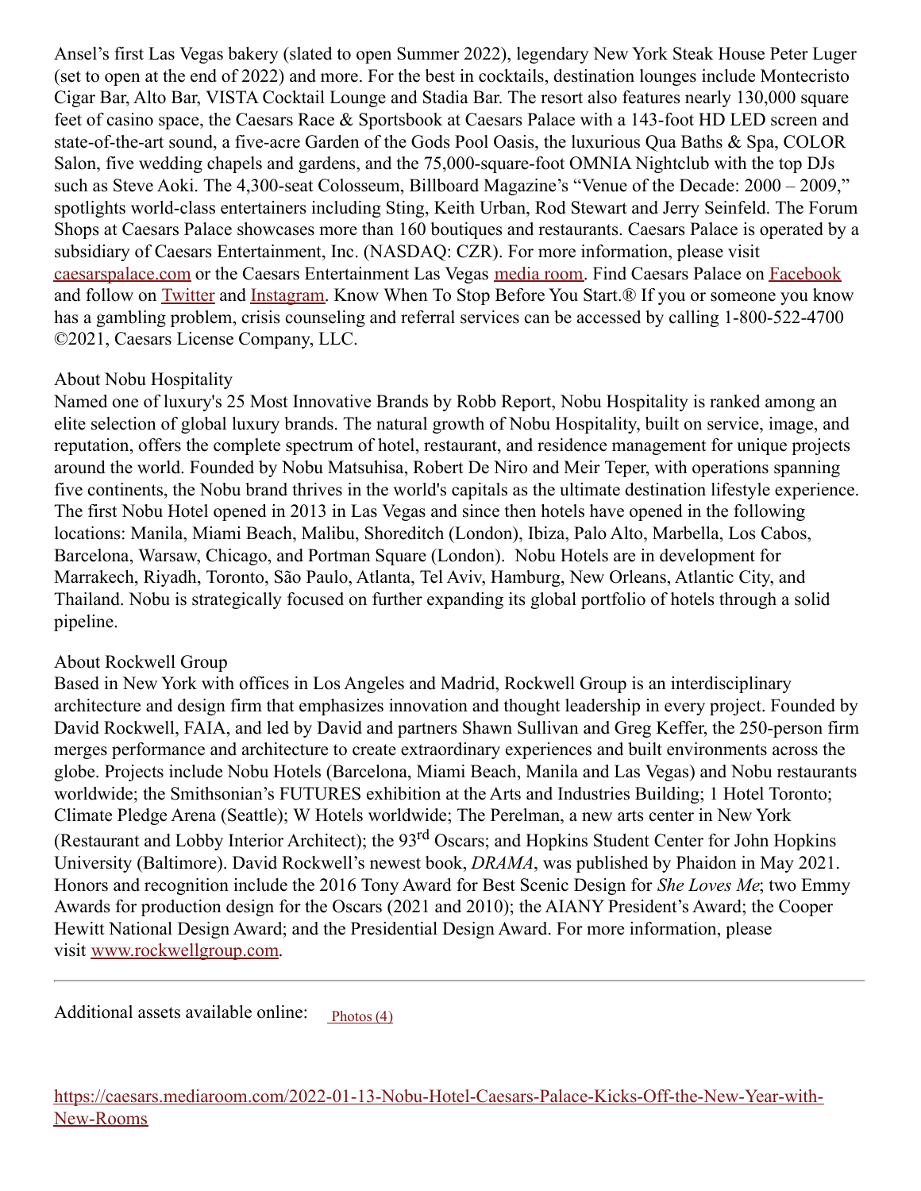Ansel's first Las Vegas bakery (slated to open Summer 2022), legendary New York Steak House Peter Luger (set to open at the end of 2022) and more. For the best in cocktails, destination lounges include Montecristo Cigar Bar, Alto Bar, VISTA Cocktail Lounge and Stadia Bar. The resort also features nearly 130,000 square feet of casino space, the Caesars Race & Sportsbook at Caesars Palace with a 143-foot HD LED screen and state-of-the-art sound, a five-acre Garden of the Gods Pool Oasis, the luxurious Qua Baths & Spa, COLOR Salon, five wedding chapels and gardens, and the 75,000-square-foot OMNIA Nightclub with the top DJs such as Steve Aoki. The 4,300-seat Colosseum, Billboard Magazine's "Venue of the Decade: 2000 – 2009," spotlights world-class entertainers including Sting, Keith Urban, Rod Stewart and Jerry Seinfeld. The Forum Shops at Caesars Palace showcases more than 160 boutiques and restaurants. Caesars Palace is operated by a subsidiary of Caesars Entertainment, Inc. (NASDAQ: CZR). For more information, please visit [caesarspalace.com](caesarspalace.com) or the Caesars Entertainment Las Vegas [media room](). Find Caesars Palace on [Facebook]() and follow on [Twitter]() and [Instagram](). Know When To Stop Before You Start.® If you or someone you know has a gambling problem, crisis counseling and referral services can be accessed by calling 1-800-522-4700 ©2021, Caesars License Company, LLC.

About Nobu Hospitality

Named one of luxury's 25 Most Innovative Brands by Robb Report, Nobu Hospitality is ranked among an elite selection of global luxury brands. The natural growth of Nobu Hospitality, built on service, image, and reputation, offers the complete spectrum of hotel, restaurant, and residence management for unique projects around the world. Founded by Nobu Matsuhisa, Robert De Niro and Meir Teper, with operations spanning five continents, the Nobu brand thrives in the world's capitals as the ultimate destination lifestyle experience. The first Nobu Hotel opened in 2013 in Las Vegas and since then hotels have opened in the following locations: Manila, Miami Beach, Malibu, Shoreditch (London), Ibiza, Palo Alto, Marbella, Los Cabos, Barcelona, Warsaw, Chicago, and Portman Square (London). Nobu Hotels are in development for Marrakech, Riyadh, Toronto, São Paulo, Atlanta, Tel Aviv, Hamburg, New Orleans, Atlantic City, and Thailand. Nobu is strategically focused on further expanding its global portfolio of hotels through a solid pipeline.

About Rockwell Group

Based in New York with offices in Los Angeles and Madrid, Rockwell Group is an interdisciplinary architecture and design firm that emphasizes innovation and thought leadership in every project. Founded by David Rockwell, FAIA, and led by David and partners Shawn Sullivan and Greg Keffer, the 250-person firm merges performance and architecture to create extraordinary experiences and built environments across the globe. Projects include Nobu Hotels (Barcelona, Miami Beach, Manila and Las Vegas) and Nobu restaurants worldwide; the Smithsonian's FUTURES exhibition at the Arts and Industries Building; 1 Hotel Toronto; Climate Pledge Arena (Seattle); W Hotels worldwide; The Perelman, a new arts center in New York (Restaurant and Lobby Interior Architect); the 93rd Oscars; and Hopkins Student Center for John Hopkins University (Baltimore). David Rockwell's newest book, *DRAMA*, was published by Phaidon in May 2021. Honors and recognition include the 2016 Tony Award for Best Scenic Design for *She Loves Me*; two Emmy Awards for production design for the Oscars (2021 and 2010); the AIANY President's Award; the Cooper Hewitt National Design Award; and the Presidential Design Award. For more information, please visit [www.rockwellgroup.com](www.rockwellgroup.com).

---

Additional assets available online: [Photos (4)]()

[https://caesars.mediaroom.com/2022-01-13-Nobu-Hotel-Caesars-Palace-Kicks-Off-the-New-Year-with-New-Rooms](https://caesars.mediaroom.com/2022-01-13-Nobu-Hotel-Caesars-Palace-Kicks-Off-the-New-Year-with-New-Rooms)